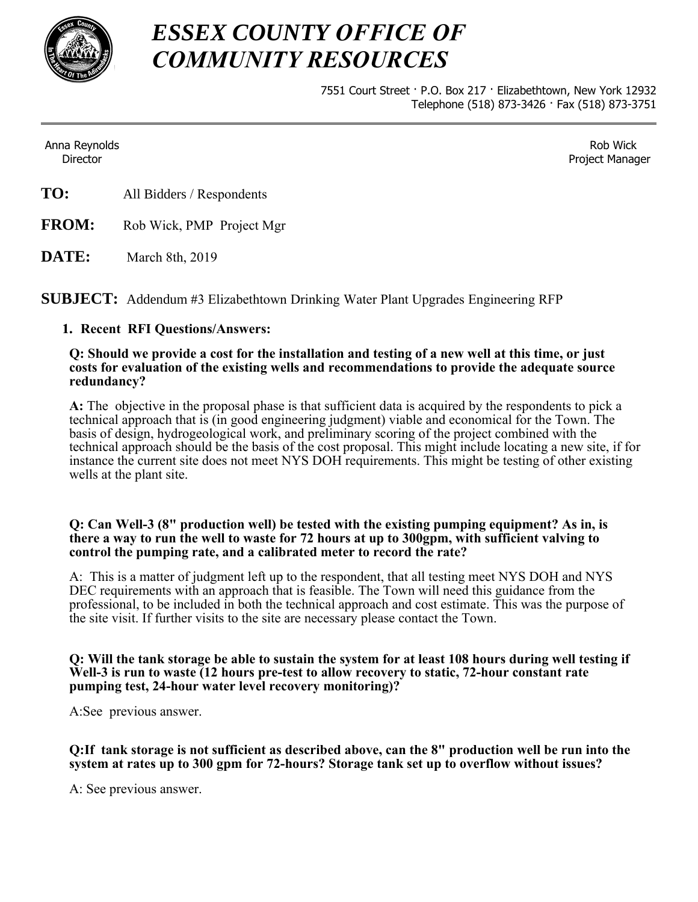# *ESSEX COUNTY OFFICE OF COMMUNITY RESOURCES*

7551 Court Street · P.O. Box 217 · Elizabethtown, New York 12932
Telephone (518) 873-3426 · Fax (518) 873-3751

---

Anna Reynolds
Director

Rob Wick
Project Manager

**TO:** All Bidders / Respondents

**FROM:** Rob Wick, PMP Project Mgr

**DATE:** March 8th, 2019

**SUBJECT:** Addendum #3 Elizabethtown Drinking Water Plant Upgrades Engineering RFP

1. **Recent RFI Questions/Answers:**

**Q: Should we provide a cost for the installation and testing of a new well at this time, or just costs for evaluation of the existing wells and recommendations to provide the adequate source redundancy?**

**A:** The objective in the proposal phase is that sufficient data is acquired by the respondents to pick a technical approach that is (in good engineering judgment) viable and economical for the Town. The basis of design, hydrogeological work, and preliminary scoring of the project combined with the technical approach should be the basis of the cost proposal. This might include locating a new site, if for instance the current site does not meet NYS DOH requirements. This might be testing of other existing wells at the plant site.

**Q: Can Well-3 (8" production well) be tested with the existing pumping equipment? As in, is there a way to run the well to waste for 72 hours at up to 300gpm, with sufficient valving to control the pumping rate, and a calibrated meter to record the rate?**

A: This is a matter of judgment left up to the respondent, that all testing meet NYS DOH and NYS DEC requirements with an approach that is feasible. The Town will need this guidance from the professional, to be included in both the technical approach and cost estimate. This was the purpose of the site visit. If further visits to the site are necessary please contact the Town.

**Q: Will the tank storage be able to sustain the system for at least 108 hours during well testing if Well-3 is run to waste (12 hours pre-test to allow recovery to static, 72-hour constant rate pumping test, 24-hour water level recovery monitoring)?**

A:See previous answer.

**Q:If tank storage is not sufficient as described above, can the 8" production well be run into the system at rates up to 300 gpm for 72-hours? Storage tank set up to overflow without issues?**

A: See previous answer.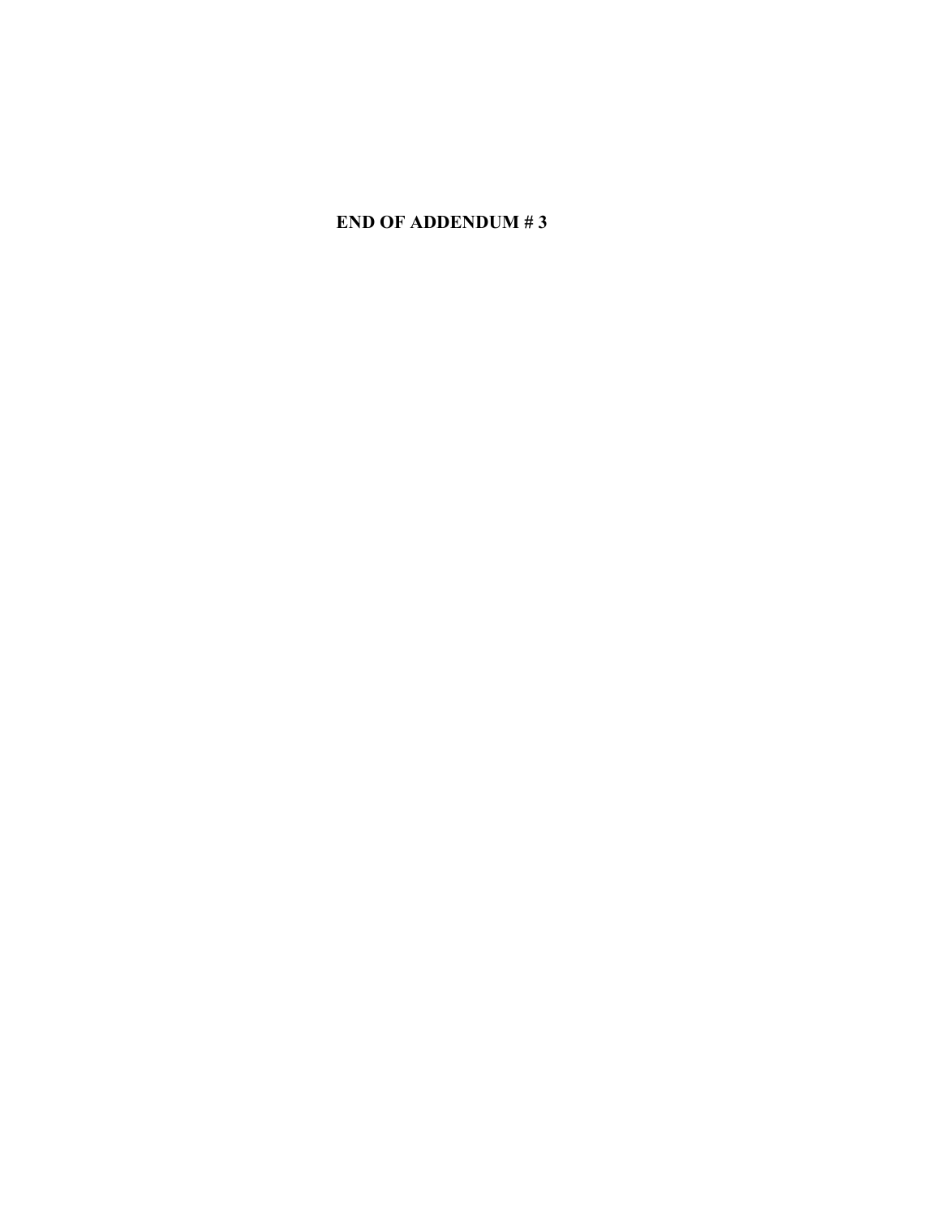**END OF ADDENDUM # 3**